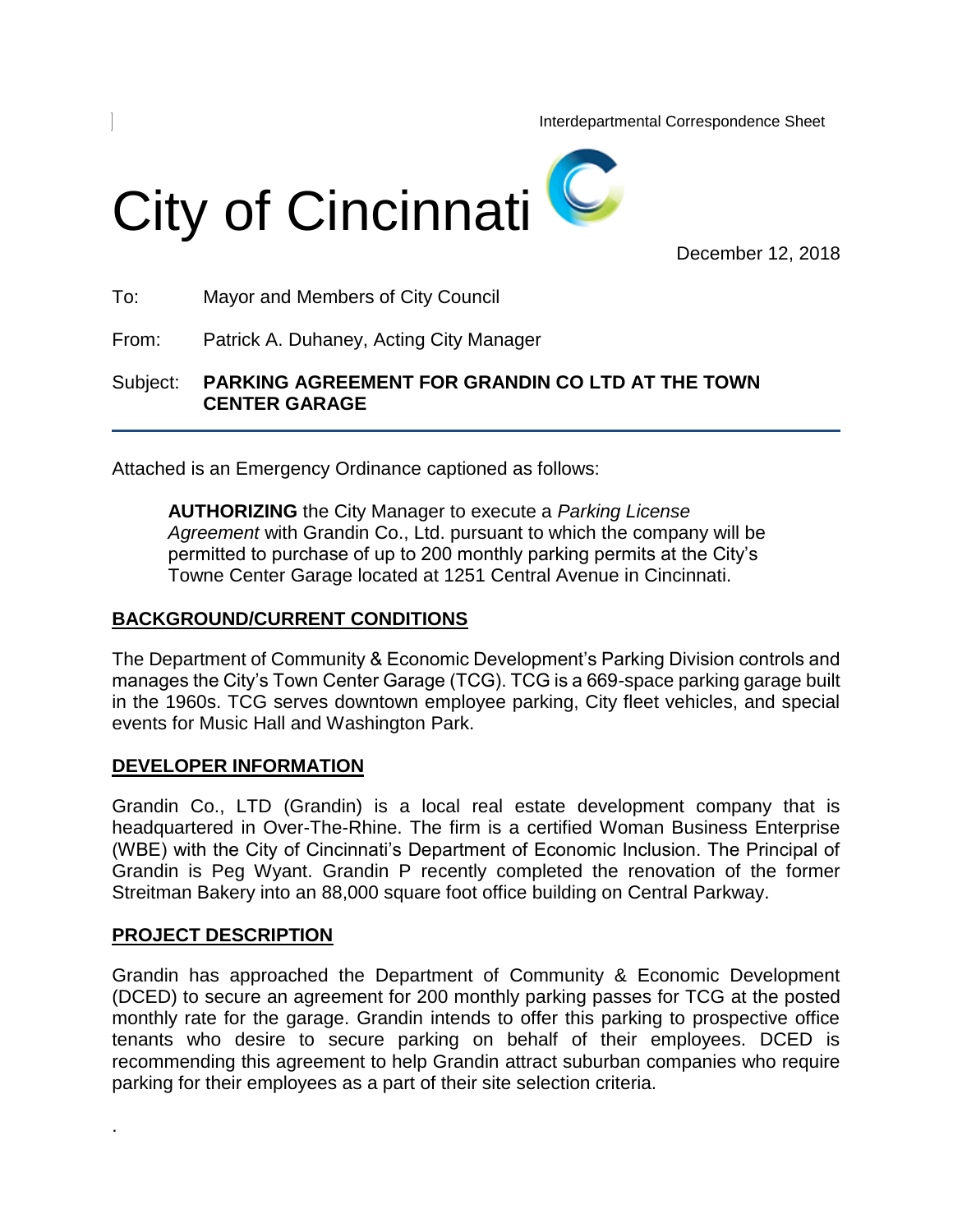Interdepartmental Correspondence Sheet

# City of Cincinnati

December 12, 2018

To: Mayor and Members of City Council

From: Patrick A. Duhaney, Acting City Manager

Subject: **PARKING AGREEMENT FOR GRANDIN CO LTD AT THE TOWN CENTER GARAGE**

---

Attached is an Emergency Ordinance captioned as follows:

> **AUTHORIZING** the City Manager to execute a *Parking License Agreement* with Grandin Co., Ltd. pursuant to which the company will be permitted to purchase of up to 200 monthly parking permits at the City's Towne Center Garage located at 1251 Central Avenue in Cincinnati.

## BACKGROUND/CURRENT CONDITIONS

The Department of Community & Economic Development's Parking Division controls and manages the City's Town Center Garage (TCG). TCG is a 669-space parking garage built in the 1960s. TCG serves downtown employee parking, City fleet vehicles, and special events for Music Hall and Washington Park.

## DEVELOPER INFORMATION

Grandin Co., LTD (Grandin) is a local real estate development company that is headquartered in Over-The-Rhine. The firm is a certified Woman Business Enterprise (WBE) with the City of Cincinnati's Department of Economic Inclusion. The Principal of Grandin is Peg Wyant. Grandin P recently completed the renovation of the former Streitman Bakery into an 88,000 square foot office building on Central Parkway.

## PROJECT DESCRIPTION

Grandin has approached the Department of Community & Economic Development (DCED) to secure an agreement for 200 monthly parking passes for TCG at the posted monthly rate for the garage. Grandin intends to offer this parking to prospective office tenants who desire to secure parking on behalf of their employees. DCED is recommending this agreement to help Grandin attract suburban companies who require parking for their employees as a part of their site selection criteria.

.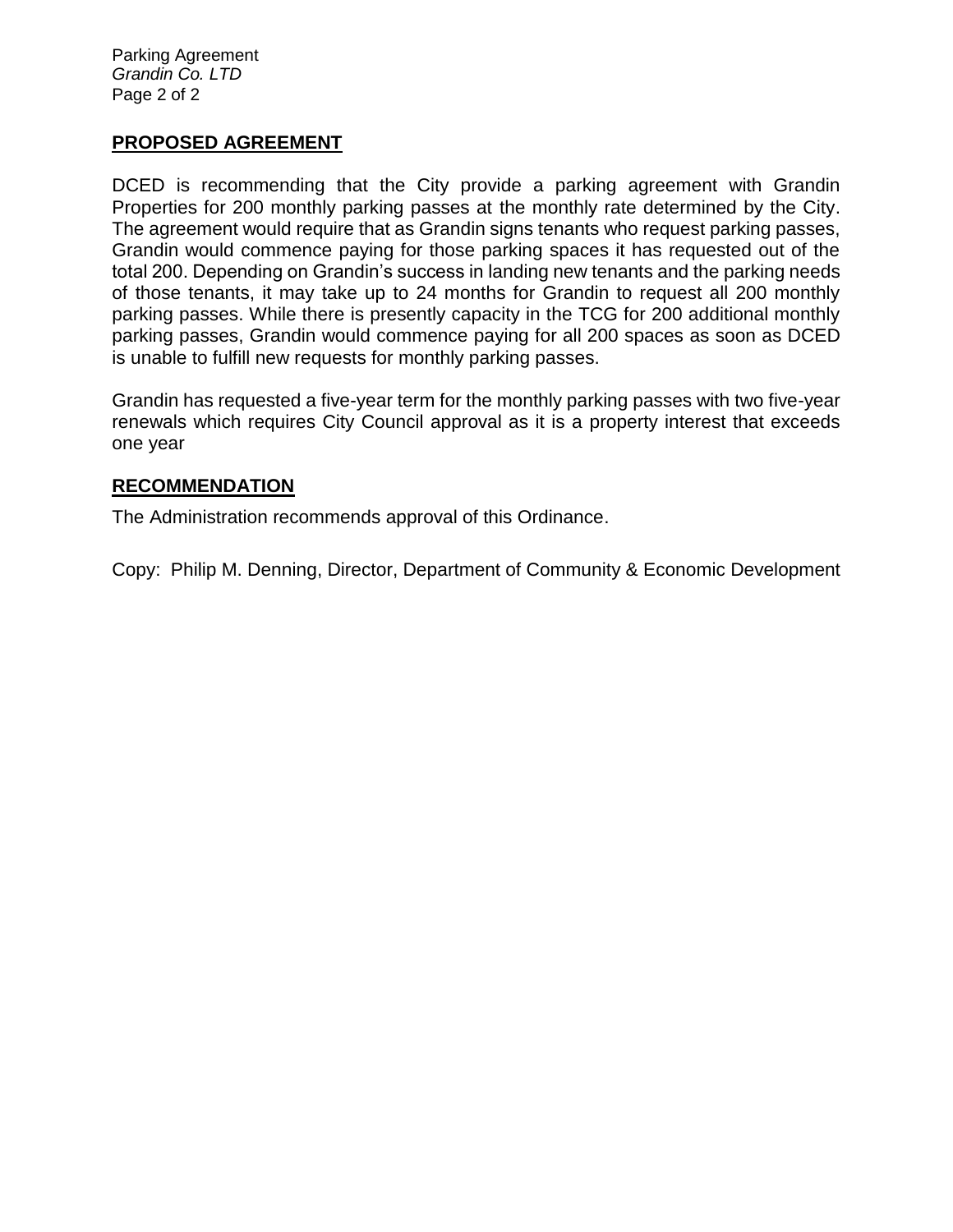## PROPOSED AGREEMENT

DCED is recommending that the City provide a parking agreement with Grandin Properties for 200 monthly parking passes at the monthly rate determined by the City. The agreement would require that as Grandin signs tenants who request parking passes, Grandin would commence paying for those parking spaces it has requested out of the total 200. Depending on Grandin's success in landing new tenants and the parking needs of those tenants, it may take up to 24 months for Grandin to request all 200 monthly parking passes. While there is presently capacity in the TCG for 200 additional monthly parking passes, Grandin would commence paying for all 200 spaces as soon as DCED is unable to fulfill new requests for monthly parking passes.

Grandin has requested a five-year term for the monthly parking passes with two five-year renewals which requires City Council approval as it is a property interest that exceeds one year

## RECOMMENDATION

The Administration recommends approval of this Ordinance.

Copy: Philip M. Denning, Director, Department of Community & Economic Development